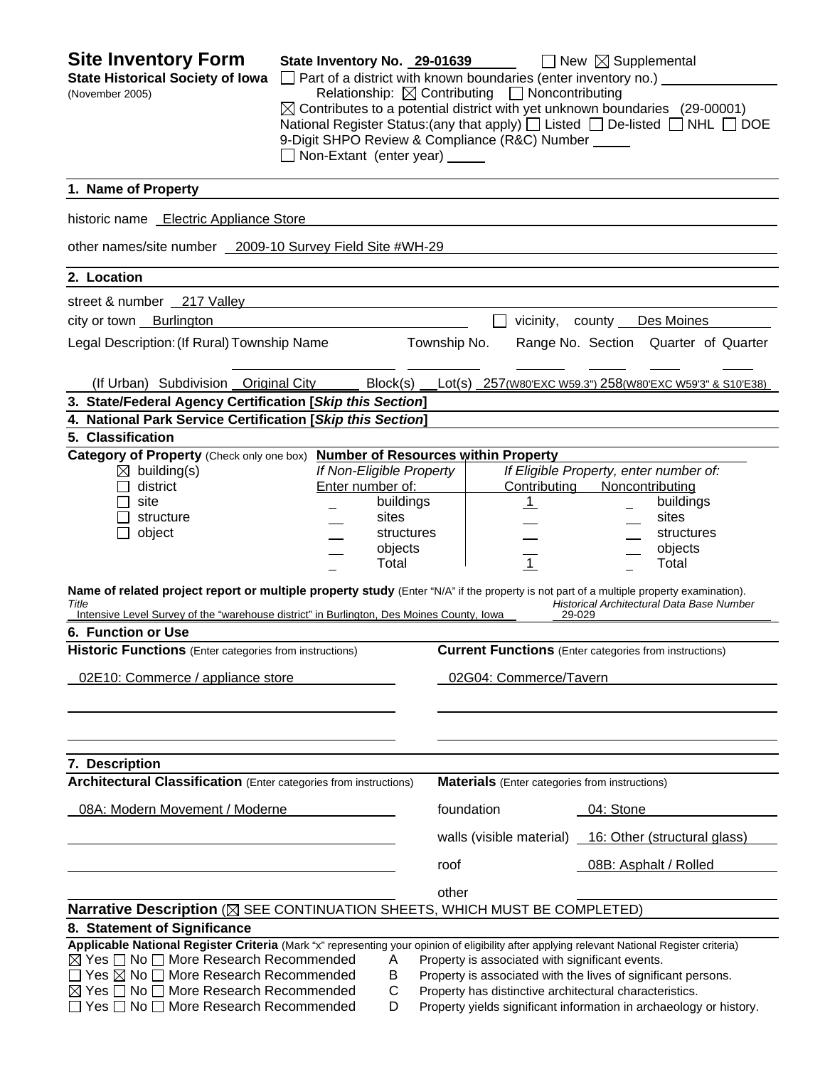# Site Inventory Form

**State Historical Society of Iowa**
(November 2005)

**State Inventory No.** 29-01639 ☐ New ☒ Supplemental

☐ Part of a district with known boundaries (enter inventory no.)

Relationship: ☒ Contributing ☐ Noncontributing

☒ Contributes to a potential district with yet unknown boundaries (29-00001)

National Register Status:(any that apply) ☐ Listed ☐ De-listed ☐ NHL ☐ DOE

9-Digit SHPO Review & Compliance (R&C) Number

☐ Non-Extant (enter year)

## 1. Name of Property

historic name Electric Appliance Store

other names/site number 2009-10 Survey Field Site #WH-29

## 2. Location

street & number 217 Valley

city or town Burlington ☐ vicinity, county Des Moines

Legal Description: (If Rural) Township Name Township No. Range No. Section Quarter of Quarter

(If Urban) Subdivision Original City Block(s) Lot(s) 257(W80'EXC W59.3") 258(W80'EXC W59'3" & S10'E38)

## 3. State/Federal Agency Certification [*Skip this Section*]

## 4. National Park Service Certification [*Skip this Section*]

## 5. Classification

**Category of Property** (Check only one box)

☒ building(s)
☐ district
☐ site
☐ structure
☐ object

**Number of Resources within Property**

| If Non-Eligible Property Enter number of: | | If Eligible Property, enter number of: Contributing | Noncontributing | |
|---|---|---|---|---|
| _ | buildings | 1 | _ | buildings |
| | sites | | | sites |
| | structures | | | structures |
| | objects | | | objects |
| _ | Total | 1 | _ | Total |

**Name of related project report or multiple property study** (Enter "N/A" if the property is not part of a multiple property examination).

*Title*: Intensive Level Survey of the "warehouse district" in Burlington, Des Moines County, Iowa

*Historical Architectural Data Base Number*: 29-029

## 6. Function or Use

**Historic Functions** (Enter categories from instructions)

02E10: Commerce / appliance store

**Current Functions** (Enter categories from instructions)

02G04: Commerce/Tavern

## 7. Description

**Architectural Classification** (Enter categories from instructions)

08A: Modern Movement / Moderne

**Materials** (Enter categories from instructions)

foundation: 04: Stone

walls (visible material): 16: Other (structural glass)

roof: 08B: Asphalt / Rolled

other:

**Narrative Description** (☒ SEE CONTINUATION SHEETS, WHICH MUST BE COMPLETED)

## 8. Statement of Significance

**Applicable National Register Criteria** (Mark "x" representing your opinion of eligibility after applying relevant National Register criteria)

☒ Yes ☐ No ☐ More Research Recommended — A — Property is associated with significant events.

☐ Yes ☒ No ☐ More Research Recommended — B — Property is associated with the lives of significant persons.

☒ Yes ☐ No ☐ More Research Recommended — C — Property has distinctive architectural characteristics.

☐ Yes ☐ No ☐ More Research Recommended — D — Property yields significant information in archaeology or history.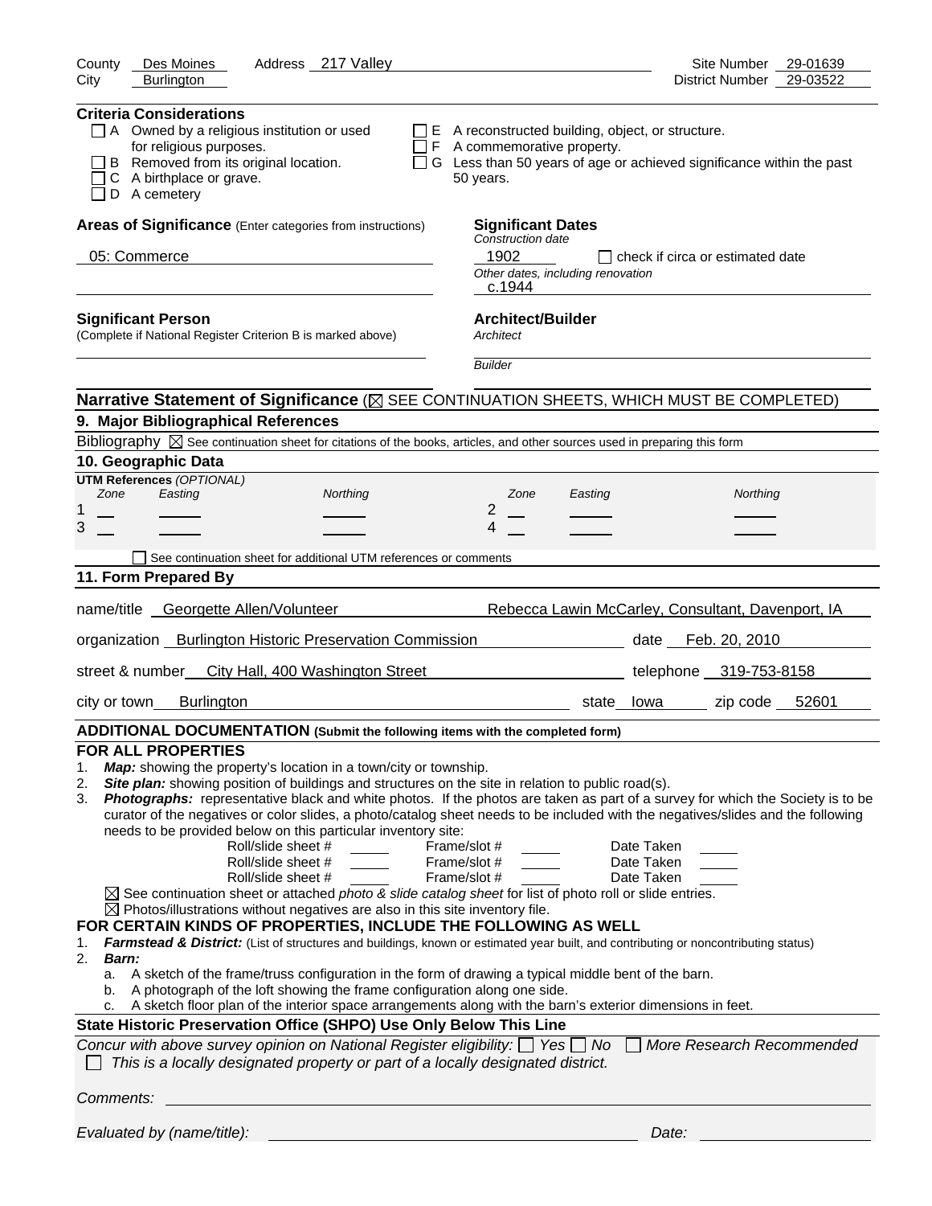County Des Moines Address 217 Valley Site Number 29-01639
City Burlington District Number 29-03522

**Criteria Considerations**

- ☐ A Owned by a religious institution or used for religious purposes.
- ☐ B Removed from its original location.
- ☐ C A birthplace or grave.
- ☐ D A cemetery
- ☐ E A reconstructed building, object, or structure.
- ☐ F A commemorative property.
- ☐ G Less than 50 years of age or achieved significance within the past 50 years.

**Areas of Significance** (Enter categories from instructions)

05: Commerce

**Significant Dates**
*Construction date*
1902 ☐ check if circa or estimated date
*Other dates, including renovation*
c.1944

**Significant Person**
(Complete if National Register Criterion B is marked above)

**Architect/Builder**
*Architect*

*Builder*

**Narrative Statement of Significance** (☒ SEE CONTINUATION SHEETS, WHICH MUST BE COMPLETED)

## 9. Major Bibliographical References

Bibliography ☒ See continuation sheet for citations of the books, articles, and other sources used in preparing this form

## 10. Geographic Data

**UTM References** *(OPTIONAL)*

| | Zone | Easting | Northing | | Zone | Easting | Northing |
|---|---|---|---|---|---|---|---|
| 1 | | | | 2 | | | |
| 3 | | | | 4 | | | |

☐ See continuation sheet for additional UTM references or comments

## 11. Form Prepared By

name/title Georgette Allen/Volunteer Rebecca Lawin McCarley, Consultant, Davenport, IA

organization Burlington Historic Preservation Commission date Feb. 20, 2010

street & number City Hall, 400 Washington Street telephone 319-753-8158

city or town Burlington state Iowa zip code 52601

**ADDITIONAL DOCUMENTATION (Submit the following items with the completed form)**

**FOR ALL PROPERTIES**

1. ***Map:*** showing the property's location in a town/city or township.
2. ***Site plan:*** showing position of buildings and structures on the site in relation to public road(s).
3. ***Photographs:*** representative black and white photos. If the photos are taken as part of a survey for which the Society is to be curator of the negatives or color slides, a photo/catalog sheet needs to be included with the negatives/slides and the following needs to be provided below on this particular inventory site:

Roll/slide sheet # ____ Frame/slot # ____ Date Taken ____
Roll/slide sheet # ____ Frame/slot # ____ Date Taken ____
Roll/slide sheet # ____ Frame/slot # ____ Date Taken ____

☒ See continuation sheet or attached *photo & slide catalog sheet* for list of photo roll or slide entries.
☒ Photos/illustrations without negatives are also in this site inventory file.

**FOR CERTAIN KINDS OF PROPERTIES, INCLUDE THE FOLLOWING AS WELL**

1. ***Farmstead & District:*** (List of structures and buildings, known or estimated year built, and contributing or noncontributing status)
2. ***Barn:***
   a. A sketch of the frame/truss configuration in the form of drawing a typical middle bent of the barn.
   b. A photograph of the loft showing the frame configuration along one side.
   c. A sketch floor plan of the interior space arrangements along with the barn's exterior dimensions in feet.

**State Historic Preservation Office (SHPO) Use Only Below This Line**

*Concur with above survey opinion on National Register eligibility:* ☐ *Yes* ☐ *No* ☐ *More Research Recommended*
☐ *This is a locally designated property or part of a locally designated district.*

*Comments:*

*Evaluated by (name/title):* *Date:*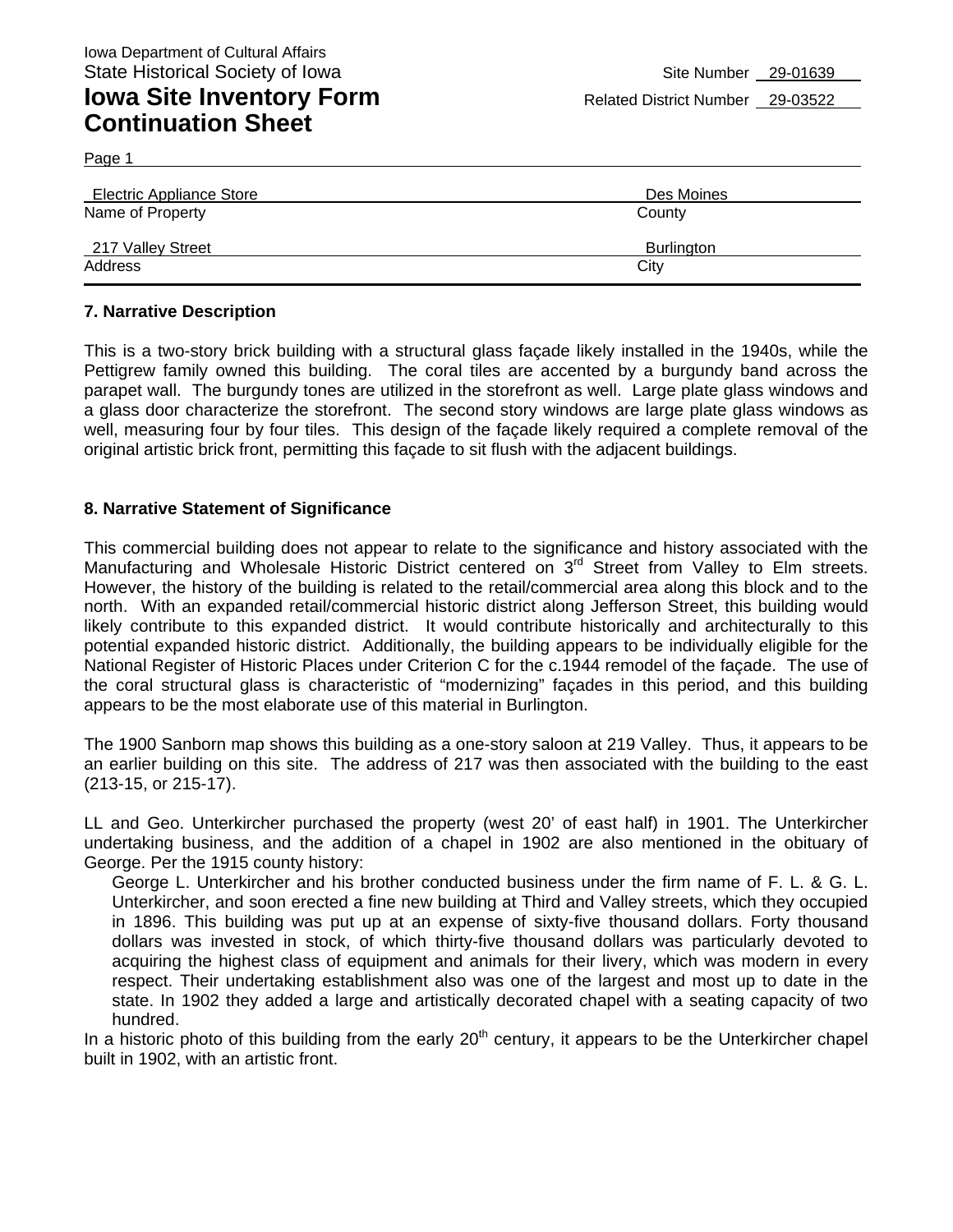Iowa Department of Cultural Affairs
State Historical Society of Iowa

# Iowa Site Inventory Form Continuation Sheet

Site Number 29-01639
Related District Number 29-03522

Page 1

| Electric Appliance Store | Des Moines |
|---|---|
| Name of Property | County |
| 217 Valley Street | Burlington |
| Address | City |

## 7. Narrative Description

This is a two-story brick building with a structural glass façade likely installed in the 1940s, while the Pettigrew family owned this building. The coral tiles are accented by a burgundy band across the parapet wall. The burgundy tones are utilized in the storefront as well. Large plate glass windows and a glass door characterize the storefront. The second story windows are large plate glass windows as well, measuring four by four tiles. This design of the façade likely required a complete removal of the original artistic brick front, permitting this façade to sit flush with the adjacent buildings.

## 8. Narrative Statement of Significance

This commercial building does not appear to relate to the significance and history associated with the Manufacturing and Wholesale Historic District centered on 3rd Street from Valley to Elm streets. However, the history of the building is related to the retail/commercial area along this block and to the north. With an expanded retail/commercial historic district along Jefferson Street, this building would likely contribute to this expanded district. It would contribute historically and architecturally to this potential expanded historic district. Additionally, the building appears to be individually eligible for the National Register of Historic Places under Criterion C for the c.1944 remodel of the façade. The use of the coral structural glass is characteristic of "modernizing" façades in this period, and this building appears to be the most elaborate use of this material in Burlington.

The 1900 Sanborn map shows this building as a one-story saloon at 219 Valley. Thus, it appears to be an earlier building on this site. The address of 217 was then associated with the building to the east (213-15, or 215-17).

LL and Geo. Unterkircher purchased the property (west 20' of east half) in 1901. The Unterkircher undertaking business, and the addition of a chapel in 1902 are also mentioned in the obituary of George. Per the 1915 county history:

> George L. Unterkircher and his brother conducted business under the firm name of F. L. & G. L. Unterkircher, and soon erected a fine new building at Third and Valley streets, which they occupied in 1896. This building was put up at an expense of sixty-five thousand dollars. Forty thousand dollars was invested in stock, of which thirty-five thousand dollars was particularly devoted to acquiring the highest class of equipment and animals for their livery, which was modern in every respect. Their undertaking establishment also was one of the largest and most up to date in the state. In 1902 they added a large and artistically decorated chapel with a seating capacity of two hundred.

In a historic photo of this building from the early 20th century, it appears to be the Unterkircher chapel built in 1902, with an artistic front.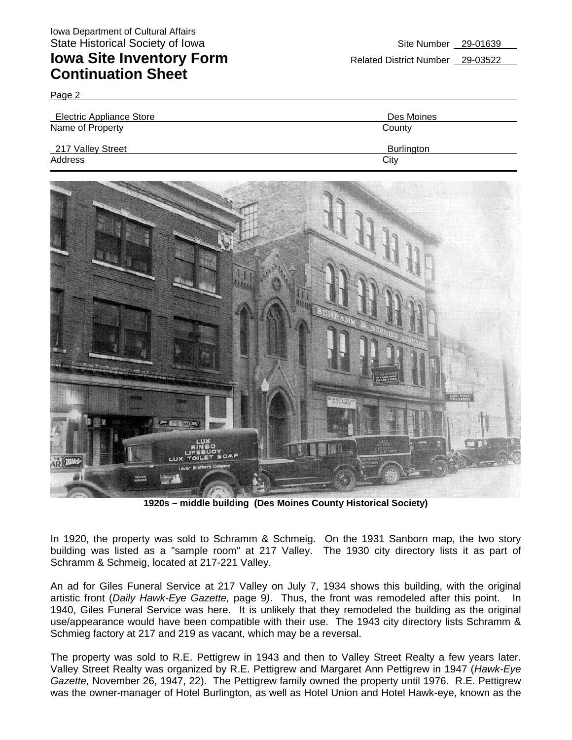Iowa Department of Cultural Affairs
State Historical Society of Iowa

Site Number 29-01639

# Iowa Site Inventory Form Continuation Sheet

Related District Number 29-03522

Page 2

| Electric Appliance Store | Des Moines |
|---|---|
| Name of Property | County |
| 217 Valley Street | Burlington |
| Address | City |

**1920s – middle building (Des Moines County Historical Society)**

In 1920, the property was sold to Schramm & Schmeig. On the 1931 Sanborn map, the two story building was listed as a "sample room" at 217 Valley. The 1930 city directory lists it as part of Schramm & Schmeig, located at 217-221 Valley.

An ad for Giles Funeral Service at 217 Valley on July 7, 1934 shows this building, with the original artistic front (*Daily Hawk-Eye Gazette,* page 9). Thus, the front was remodeled after this point. In 1940, Giles Funeral Service was here. It is unlikely that they remodeled the building as the original use/appearance would have been compatible with their use. The 1943 city directory lists Schramm & Schmieg factory at 217 and 219 as vacant, which may be a reversal.

The property was sold to R.E. Pettigrew in 1943 and then to Valley Street Realty a few years later. Valley Street Realty was organized by R.E. Pettigrew and Margaret Ann Pettigrew in 1947 (*Hawk-Eye Gazette,* November 26, 1947, 22). The Pettigrew family owned the property until 1976. R.E. Pettigrew was the owner-manager of Hotel Burlington, as well as Hotel Union and Hotel Hawk-eye, known as the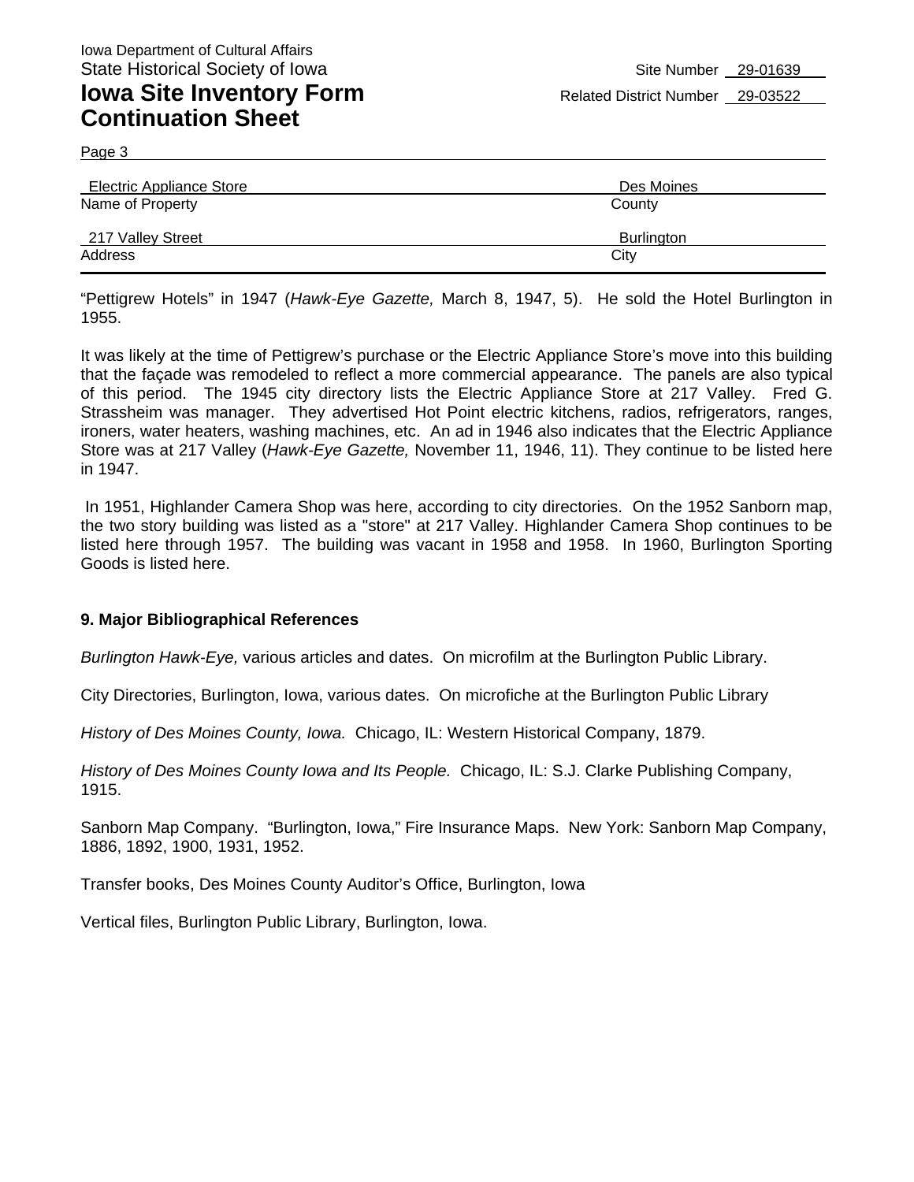"Pettigrew Hotels" in 1947 (*Hawk-Eye Gazette,* March 8, 1947, 5). He sold the Hotel Burlington in 1955.

It was likely at the time of Pettigrew's purchase or the Electric Appliance Store's move into this building that the façade was remodeled to reflect a more commercial appearance. The panels are also typical of this period. The 1945 city directory lists the Electric Appliance Store at 217 Valley. Fred G. Strassheim was manager. They advertised Hot Point electric kitchens, radios, refrigerators, ranges, ironers, water heaters, washing machines, etc. An ad in 1946 also indicates that the Electric Appliance Store was at 217 Valley (*Hawk-Eye Gazette,* November 11, 1946, 11). They continue to be listed here in 1947.

In 1951, Highlander Camera Shop was here, according to city directories. On the 1952 Sanborn map, the two story building was listed as a "store" at 217 Valley. Highlander Camera Shop continues to be listed here through 1957. The building was vacant in 1958 and 1958. In 1960, Burlington Sporting Goods is listed here.

**9. Major Bibliographical References**

*Burlington Hawk-Eye,* various articles and dates. On microfilm at the Burlington Public Library.

City Directories, Burlington, Iowa, various dates. On microfiche at the Burlington Public Library

*History of Des Moines County, Iowa.* Chicago, IL: Western Historical Company, 1879.

*History of Des Moines County Iowa and Its People.* Chicago, IL: S.J. Clarke Publishing Company, 1915.

Sanborn Map Company. "Burlington, Iowa," Fire Insurance Maps. New York: Sanborn Map Company, 1886, 1892, 1900, 1931, 1952.

Transfer books, Des Moines County Auditor's Office, Burlington, Iowa

Vertical files, Burlington Public Library, Burlington, Iowa.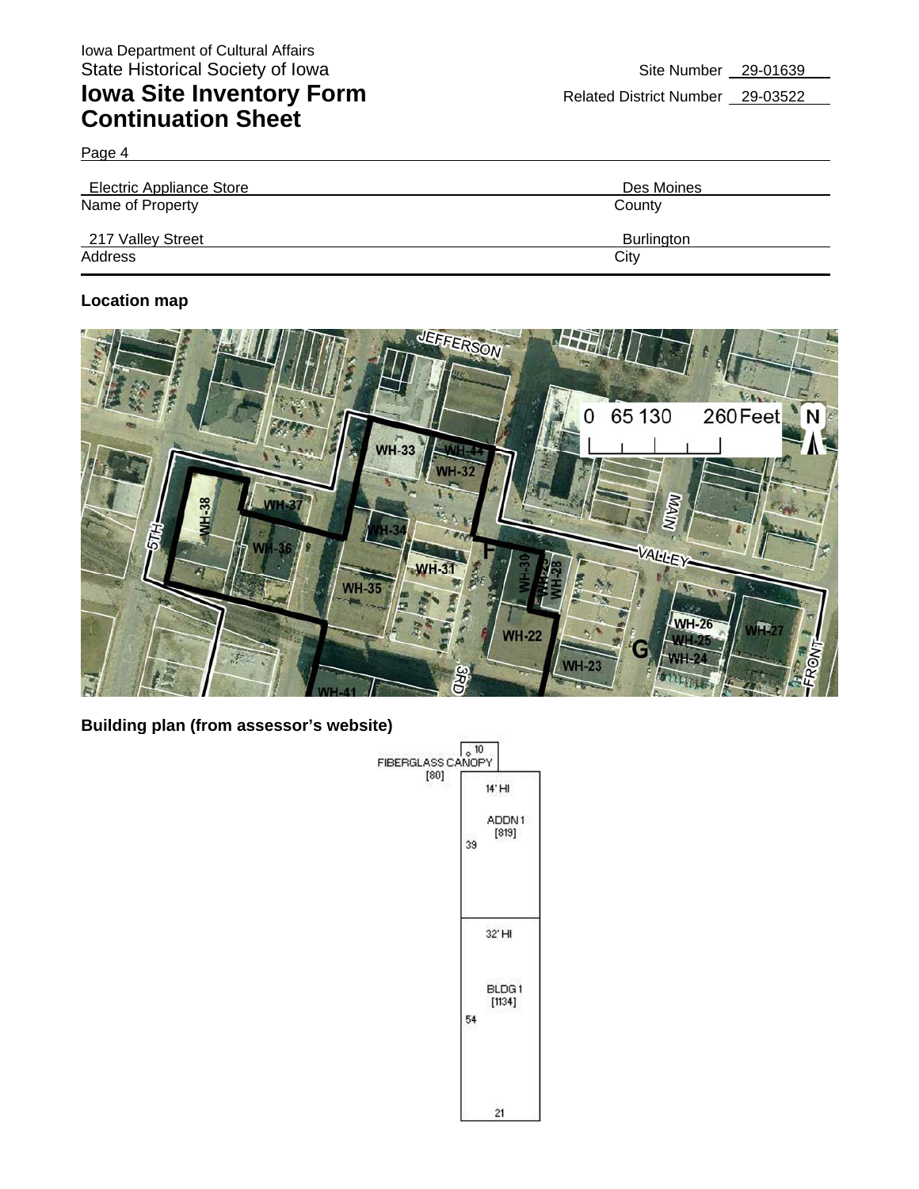Iowa Department of Cultural Affairs
State Historical Society of Iowa

# Iowa Site Inventory Form Continuation Sheet

Site Number 29-01639

Related District Number 29-03522

Page 4

| Electric Appliance Store | Des Moines |
| --- | --- |
| Name of Property | County |
| 217 Valley Street | Burlington |
| Address | City |

**Location map**

**Building plan (from assessor's website)**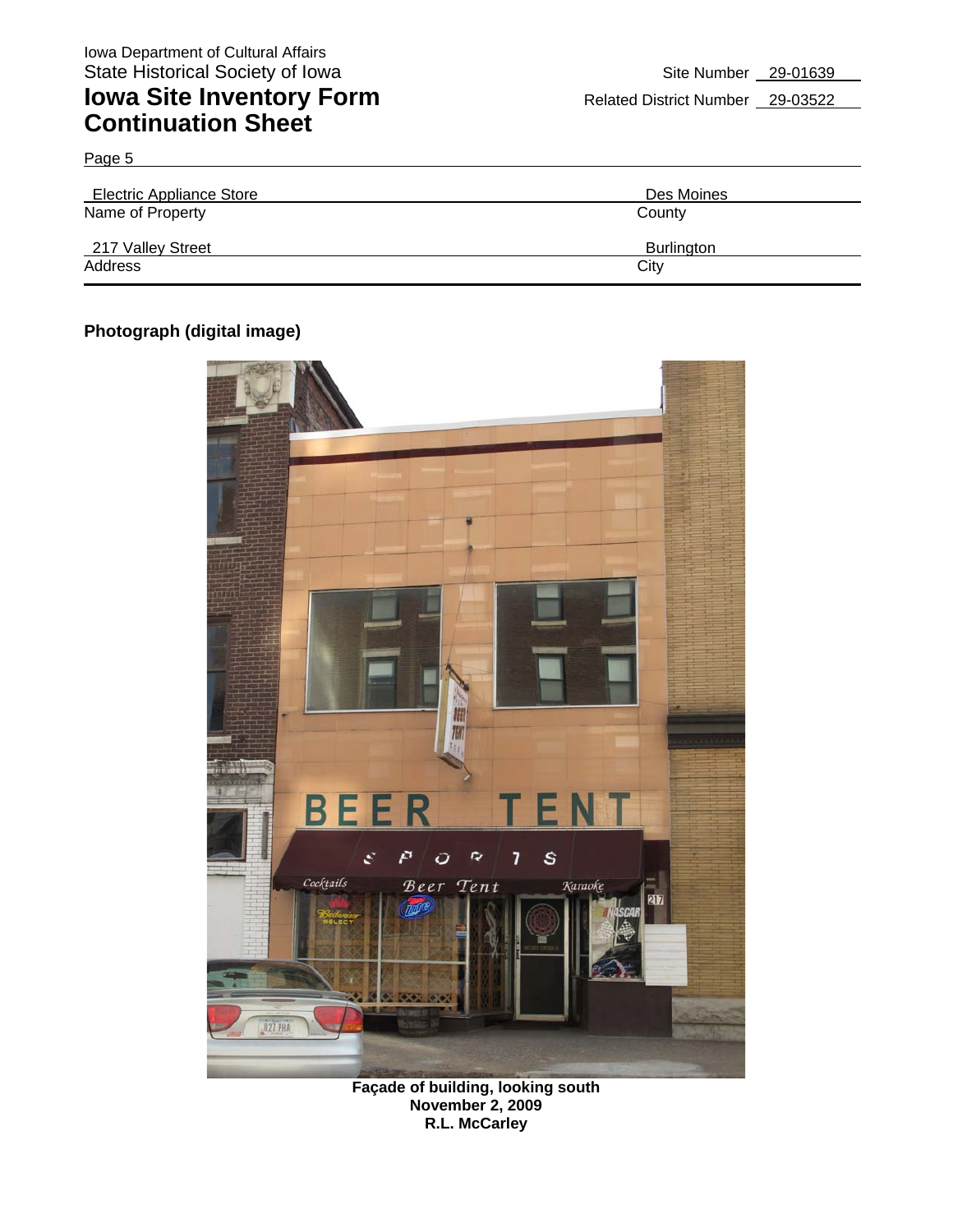Iowa Department of Cultural Affairs
State Historical Society of Iowa

# Iowa Site Inventory Form Continuation Sheet

Site Number 29-01639

Related District Number 29-03522

Page 5

| | |
|---|---|
| Electric Appliance Store | Des Moines |
| Name of Property | County |
| 217 Valley Street | Burlington |
| Address | City |

**Photograph (digital image)**

**Façade of building, looking south**
**November 2, 2009**
**R.L. McCarley**